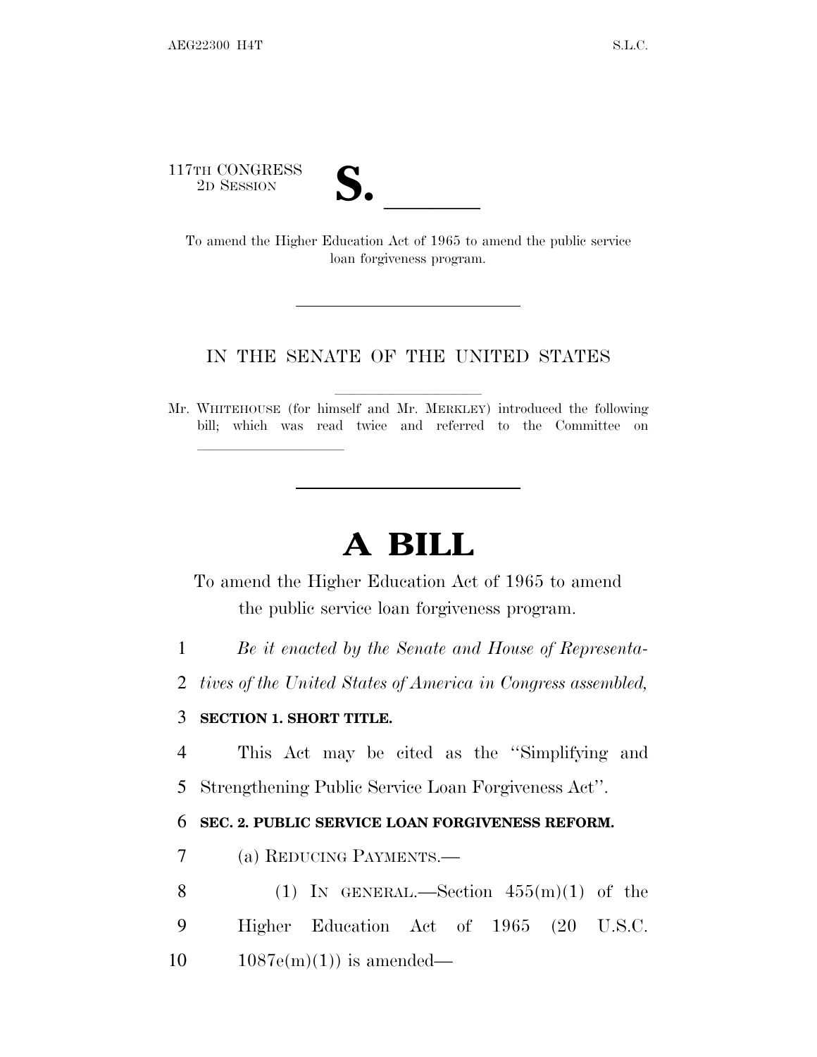117TH CONGRESS
2D SESSION

# S. \_\_\_\_\_\_

To amend the Higher Education Act of 1965 to amend the public service loan forgiveness program.

---

IN THE SENATE OF THE UNITED STATES

Mr. WHITEHOUSE (for himself and Mr. MERKLEY) introduced the following bill; which was read twice and referred to the Committee on \_\_\_\_\_\_\_\_\_\_\_\_\_\_\_\_

---

# A BILL

To amend the Higher Education Act of 1965 to amend the public service loan forgiveness program.

1 *Be it enacted by the Senate and House of Representa-*
2 *tives of the United States of America in Congress assembled,*

3 **SECTION 1. SHORT TITLE.**

4 This Act may be cited as the "Simplifying and
5 Strengthening Public Service Loan Forgiveness Act".

6 **SEC. 2. PUBLIC SERVICE LOAN FORGIVENESS REFORM.**

7 (a) REDUCING PAYMENTS.—

8 (1) IN GENERAL.—Section 455(m)(1) of the
9 Higher Education Act of 1965 (20 U.S.C.
10 1087e(m)(1)) is amended—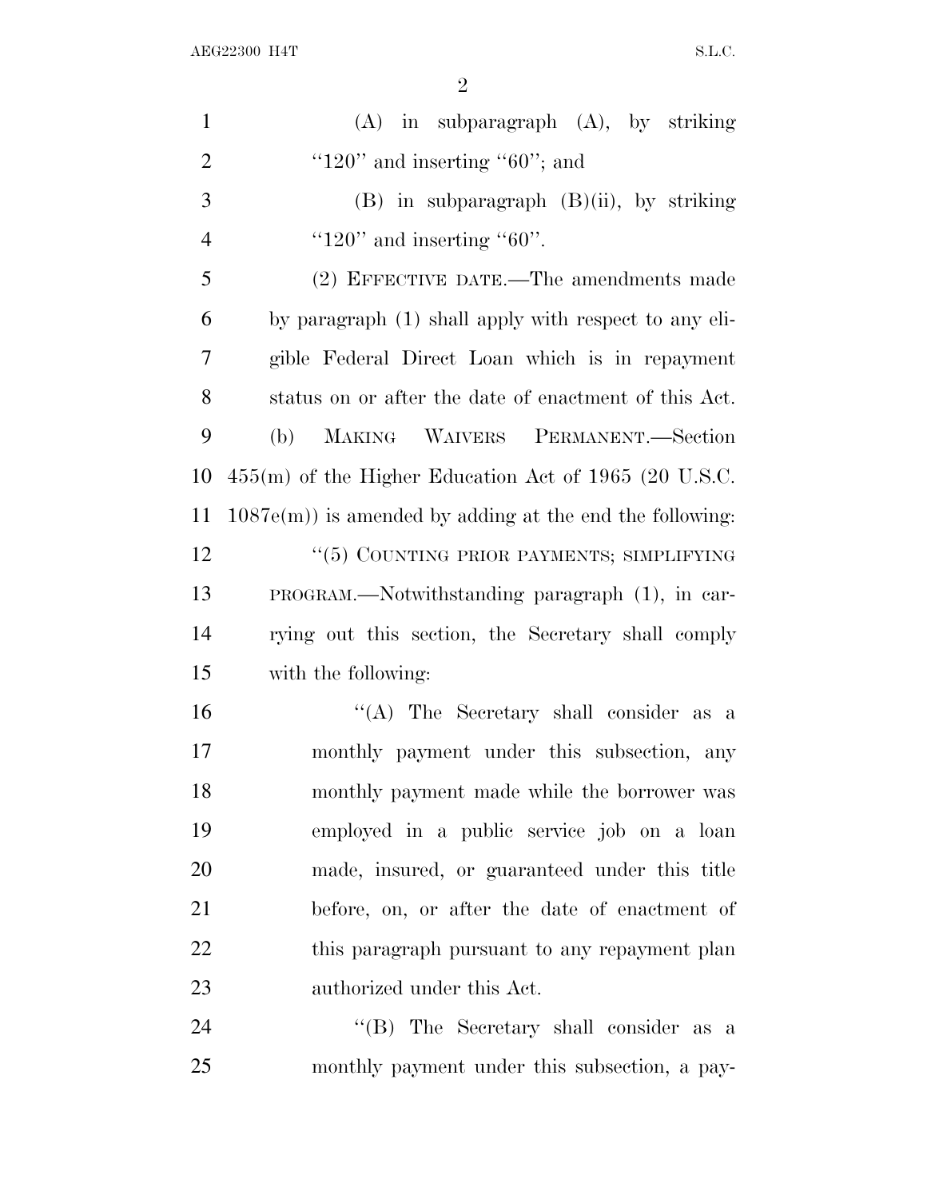(A) in subparagraph (A), by striking "120" and inserting "60"; and

(B) in subparagraph (B)(ii), by striking "120" and inserting "60".

(2) EFFECTIVE DATE.—The amendments made by paragraph (1) shall apply with respect to any eligible Federal Direct Loan which is in repayment status on or after the date of enactment of this Act.

(b) MAKING WAIVERS PERMANENT.—Section 455(m) of the Higher Education Act of 1965 (20 U.S.C. 1087e(m)) is amended by adding at the end the following:

"(5) COUNTING PRIOR PAYMENTS; SIMPLIFYING PROGRAM.—Notwithstanding paragraph (1), in carrying out this section, the Secretary shall comply with the following:

"(A) The Secretary shall consider as a monthly payment under this subsection, any monthly payment made while the borrower was employed in a public service job on a loan made, insured, or guaranteed under this title before, on, or after the date of enactment of this paragraph pursuant to any repayment plan authorized under this Act.

"(B) The Secretary shall consider as a monthly payment under this subsection, a pay-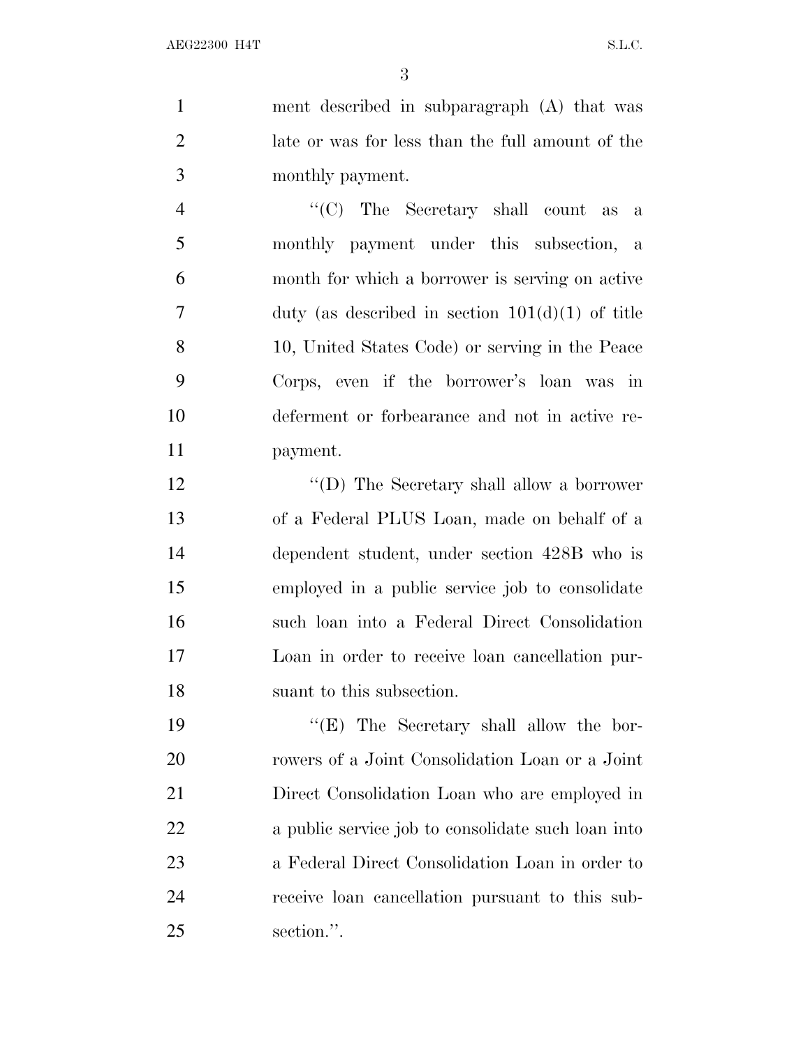ment described in subparagraph (A) that was late or was for less than the full amount of the monthly payment.

"(C) The Secretary shall count as a monthly payment under this subsection, a month for which a borrower is serving on active duty (as described in section 101(d)(1) of title 10, United States Code) or serving in the Peace Corps, even if the borrower's loan was in deferment or forbearance and not in active repayment.

"(D) The Secretary shall allow a borrower of a Federal PLUS Loan, made on behalf of a dependent student, under section 428B who is employed in a public service job to consolidate such loan into a Federal Direct Consolidation Loan in order to receive loan cancellation pursuant to this subsection.

"(E) The Secretary shall allow the borrowers of a Joint Consolidation Loan or a Joint Direct Consolidation Loan who are employed in a public service job to consolidate such loan into a Federal Direct Consolidation Loan in order to receive loan cancellation pursuant to this subsection.".